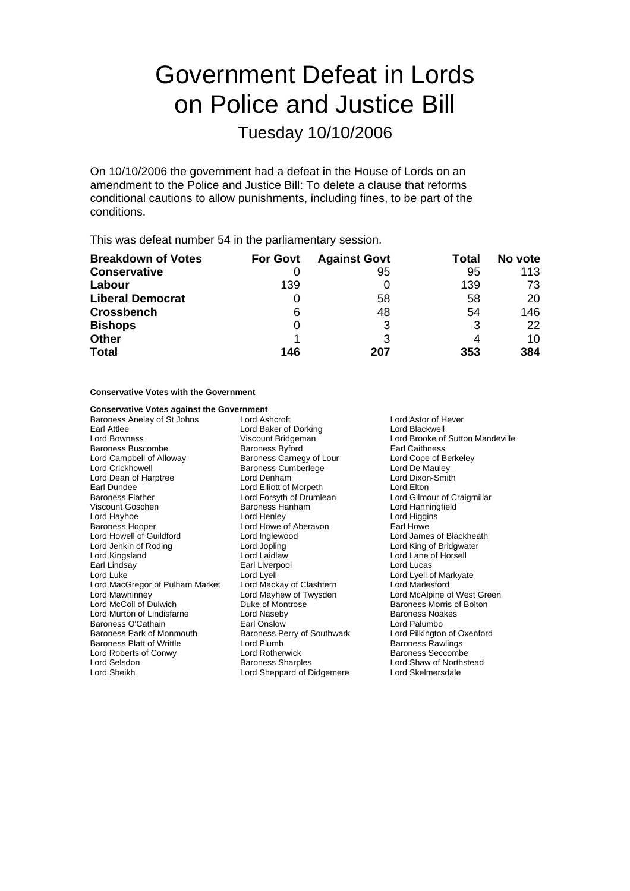# Government Defeat in Lords on Police and Justice Bill

## Tuesday 10/10/2006

On 10/10/2006 the government had a defeat in the House of Lords on an amendment to the Police and Justice Bill: To delete a clause that reforms conditional cautions to allow punishments, including fines, to be part of the conditions.

This was defeat number 54 in the parliamentary session.

| Breakdown of Votes | For Govt | Against Govt | Total | No vote |
|---|---|---|---|---|
| **Conservative** | 0 | 95 | 95 | 113 |
| **Labour** | 139 | 0 | 139 | 73 |
| **Liberal Democrat** | 0 | 58 | 58 | 20 |
| **Crossbench** | 6 | 48 | 54 | 146 |
| **Bishops** | 0 | 3 | 3 | 22 |
| **Other** | 1 | 3 | 4 | 10 |
| **Total** | **146** | **207** | **353** | **384** |

**Conservative Votes with the Government**

**Conservative Votes against the Government**

Baroness Anelay of St Johns
Lord Ashcroft
Lord Astor of Hever
Earl Attlee
Lord Baker of Dorking
Lord Blackwell
Lord Bowness
Viscount Bridgeman
Lord Brooke of Sutton Mandeville
Baroness Buscombe
Baroness Byford
Earl Caithness
Lord Campbell of Alloway
Baroness Carnegy of Lour
Lord Cope of Berkeley
Lord Crickhowell
Baroness Cumberlege
Lord De Mauley
Lord Dean of Harptree
Lord Denham
Lord Dixon-Smith
Earl Dundee
Lord Elliott of Morpeth
Lord Elton
Baroness Flather
Lord Forsyth of Drumlean
Lord Gilmour of Craigmillar
Viscount Goschen
Baroness Hanham
Lord Hanningfield
Lord Hayhoe
Lord Henley
Lord Higgins
Baroness Hooper
Lord Howe of Aberavon
Earl Howe
Lord Howell of Guildford
Lord Inglewood
Lord James of Blackheath
Lord Jenkin of Roding
Lord Jopling
Lord King of Bridgwater
Lord Kingsland
Lord Laidlaw
Lord Lane of Horsell
Earl Lindsay
Earl Liverpool
Lord Lucas
Lord Luke
Lord Lyell
Lord Lyell of Markyate
Lord MacGregor of Pulham Market
Lord Mackay of Clashfern
Lord Marlesford
Lord Mawhinney
Lord Mayhew of Twysden
Lord McAlpine of West Green
Lord McColl of Dulwich
Duke of Montrose
Baroness Morris of Bolton
Lord Murton of Lindisfarne
Lord Naseby
Baroness Noakes
Baroness O'Cathain
Earl Onslow
Lord Palumbo
Baroness Park of Monmouth
Baroness Perry of Southwark
Lord Pilkington of Oxenford
Baroness Platt of Writtle
Lord Plumb
Baroness Rawlings
Lord Roberts of Conwy
Lord Rotherwick
Baroness Seccombe
Lord Selsdon
Baroness Sharples
Lord Shaw of Northstead
Lord Sheikh
Lord Sheppard of Didgemere
Lord Skelmersdale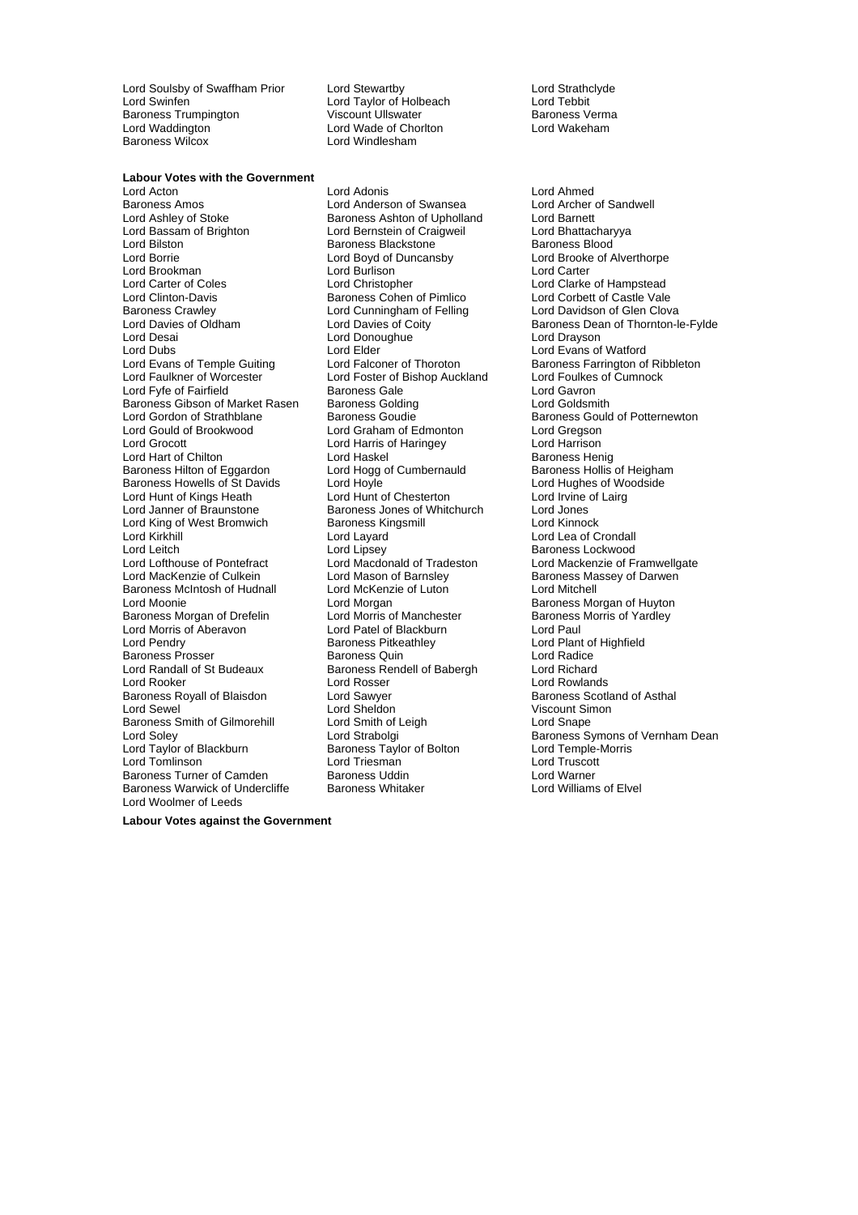Lord Soulsby of Swaffham Prior
Lord Stewartby
Lord Strathclyde
Lord Swinfen
Lord Taylor of Holbeach
Lord Tebbit
Baroness Trumpington
Viscount Ullswater
Baroness Verma
Lord Waddington
Lord Wade of Chorlton
Lord Wakeham
Baroness Wilcox
Lord Windlesham

**Labour Votes with the Government**

Lord Acton
Lord Adonis
Lord Ahmed
Baroness Amos
Lord Anderson of Swansea
Lord Archer of Sandwell
Lord Ashley of Stoke
Baroness Ashton of Upholland
Lord Barnett
Lord Bassam of Brighton
Lord Bernstein of Craigweil
Lord Bhattacharyya
Lord Bilston
Baroness Blackstone
Baroness Blood
Lord Borrie
Lord Boyd of Duncansby
Lord Brooke of Alverthorpe
Lord Brookman
Lord Burlison
Lord Carter
Lord Carter of Coles
Lord Christopher
Lord Clarke of Hampstead
Lord Clinton-Davis
Baroness Cohen of Pimlico
Lord Corbett of Castle Vale
Baroness Crawley
Lord Cunningham of Felling
Lord Davidson of Glen Clova
Lord Davies of Oldham
Lord Davies of Coity
Baroness Dean of Thornton-le-Fylde
Lord Desai
Lord Donoughue
Lord Drayson
Lord Dubs
Lord Elder
Lord Evans of Watford
Lord Evans of Temple Guiting
Lord Falconer of Thoroton
Baroness Farrington of Ribbleton
Lord Faulkner of Worcester
Lord Foster of Bishop Auckland
Lord Foulkes of Cumnock
Lord Fyfe of Fairfield
Baroness Gale
Lord Gavron
Baroness Gibson of Market Rasen
Baroness Golding
Lord Goldsmith
Lord Gordon of Strathblane
Baroness Goudie
Baroness Gould of Potternewton
Lord Gould of Brookwood
Lord Graham of Edmonton
Lord Gregson
Lord Grocott
Lord Harris of Haringey
Lord Harrison
Lord Hart of Chilton
Lord Haskel
Baroness Henig
Baroness Hilton of Eggardon
Lord Hogg of Cumbernauld
Baroness Hollis of Heigham
Baroness Howells of St Davids
Lord Hoyle
Lord Hughes of Woodside
Lord Hunt of Kings Heath
Lord Hunt of Chesterton
Lord Irvine of Lairg
Lord Janner of Braunstone
Baroness Jones of Whitchurch
Lord Jones
Lord King of West Bromwich
Baroness Kingsmill
Lord Kinnock
Lord Kirkhill
Lord Layard
Lord Lea of Crondall
Lord Leitch
Lord Lipsey
Baroness Lockwood
Lord Lofthouse of Pontefract
Lord Macdonald of Tradeston
Lord Mackenzie of Framwellgate
Lord MacKenzie of Culkein
Lord Mason of Barnsley
Baroness Massey of Darwen
Baroness McIntosh of Hudnall
Lord McKenzie of Luton
Lord Mitchell
Lord Moonie
Lord Morgan
Baroness Morgan of Huyton
Baroness Morgan of Drefelin
Lord Morris of Manchester
Baroness Morris of Yardley
Lord Morris of Aberavon
Lord Patel of Blackburn
Lord Paul
Lord Pendry
Baroness Pitkeathley
Lord Plant of Highfield
Baroness Prosser
Baroness Quin
Lord Radice
Lord Randall of St Budeaux
Baroness Rendell of Babergh
Lord Richard
Lord Rooker
Lord Rosser
Lord Rowlands
Baroness Royall of Blaisdon
Lord Sawyer
Baroness Scotland of Asthal
Lord Sewel
Lord Sheldon
Viscount Simon
Baroness Smith of Gilmorehill
Lord Smith of Leigh
Lord Snape
Lord Soley
Lord Strabolgi
Baroness Symons of Vernham Dean
Lord Taylor of Blackburn
Baroness Taylor of Bolton
Lord Temple-Morris
Lord Tomlinson
Lord Triesman
Lord Truscott
Baroness Turner of Camden
Baroness Uddin
Lord Warner
Baroness Warwick of Undercliffe
Baroness Whitaker
Lord Williams of Elvel
Lord Woolmer of Leeds

**Labour Votes against the Government**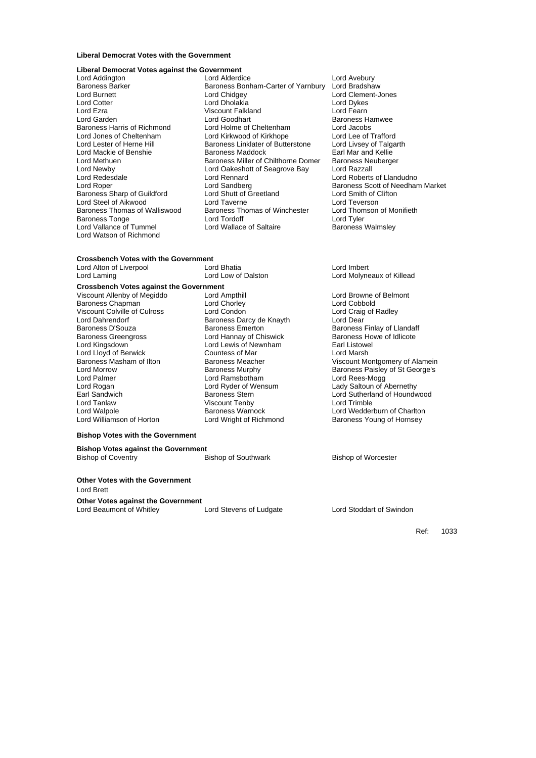**Liberal Democrat Votes with the Government**

**Liberal Democrat Votes against the Government**

| | | |
|---|---|---|
| Lord Addington | Lord Alderdice | Lord Avebury |
| Baroness Barker | Baroness Bonham-Carter of Yarnbury | Lord Bradshaw |
| Lord Burnett | Lord Chidgey | Lord Clement-Jones |
| Lord Cotter | Lord Dholakia | Lord Dykes |
| Lord Ezra | Viscount Falkland | Lord Fearn |
| Lord Garden | Lord Goodhart | Baroness Hamwee |
| Baroness Harris of Richmond | Lord Holme of Cheltenham | Lord Jacobs |
| Lord Jones of Cheltenham | Lord Kirkwood of Kirkhope | Lord Lee of Trafford |
| Lord Lester of Herne Hill | Baroness Linklater of Butterstone | Lord Livsey of Talgarth |
| Lord Mackie of Benshie | Baroness Maddock | Earl Mar and Kellie |
| Lord Methuen | Baroness Miller of Chilthorne Domer | Baroness Neuberger |
| Lord Newby | Lord Oakeshott of Seagrove Bay | Lord Razzall |
| Lord Redesdale | Lord Rennard | Lord Roberts of Llandudno |
| Lord Roper | Lord Sandberg | Baroness Scott of Needham Market |
| Baroness Sharp of Guildford | Lord Shutt of Greetland | Lord Smith of Clifton |
| Lord Steel of Aikwood | Lord Taverne | Lord Teverson |
| Baroness Thomas of Walliswood | Baroness Thomas of Winchester | Lord Thomson of Monifieth |
| Baroness Tonge | Lord Tordoff | Lord Tyler |
| Lord Vallance of Tummel | Lord Wallace of Saltaire | Baroness Walmsley |
| Lord Watson of Richmond | | |

**Crossbench Votes with the Government**

| | | |
|---|---|---|
| Lord Alton of Liverpool | Lord Bhatia | Lord Imbert |
| Lord Laming | Lord Low of Dalston | Lord Molyneaux of Killead |

**Crossbench Votes against the Government**

| | | |
|---|---|---|
| Viscount Allenby of Megiddo | Lord Ampthill | Lord Browne of Belmont |
| Baroness Chapman | Lord Chorley | Lord Cobbold |
| Viscount Colville of Culross | Lord Condon | Lord Craig of Radley |
| Lord Dahrendorf | Baroness Darcy de Knayth | Lord Dear |
| Baroness D'Souza | Baroness Emerton | Baroness Finlay of Llandaff |
| Baroness Greengross | Lord Hannay of Chiswick | Baroness Howe of Idlicote |
| Lord Kingsdown | Lord Lewis of Newnham | Earl Listowel |
| Lord Lloyd of Berwick | Countess of Mar | Lord Marsh |
| Baroness Masham of Ilton | Baroness Meacher | Viscount Montgomery of Alamein |
| Lord Morrow | Baroness Murphy | Baroness Paisley of St George's |
| Lord Palmer | Lord Ramsbotham | Lord Rees-Mogg |
| Lord Rogan | Lord Ryder of Wensum | Lady Saltoun of Abernethy |
| Earl Sandwich | Baroness Stern | Lord Sutherland of Houndwood |
| Lord Tanlaw | Viscount Tenby | Lord Trimble |
| Lord Walpole | Baroness Warnock | Lord Wedderburn of Charlton |
| Lord Williamson of Horton | Lord Wright of Richmond | Baroness Young of Hornsey |

**Bishop Votes with the Government**

**Bishop Votes against the Government**

| | | |
|---|---|---|
| Bishop of Coventry | Bishop of Southwark | Bishop of Worcester |

**Other Votes with the Government**

Lord Brett

**Other Votes against the Government**

| | | |
|---|---|---|
| Lord Beaumont of Whitley | Lord Stevens of Ludgate | Lord Stoddart of Swindon |

Ref: 1033